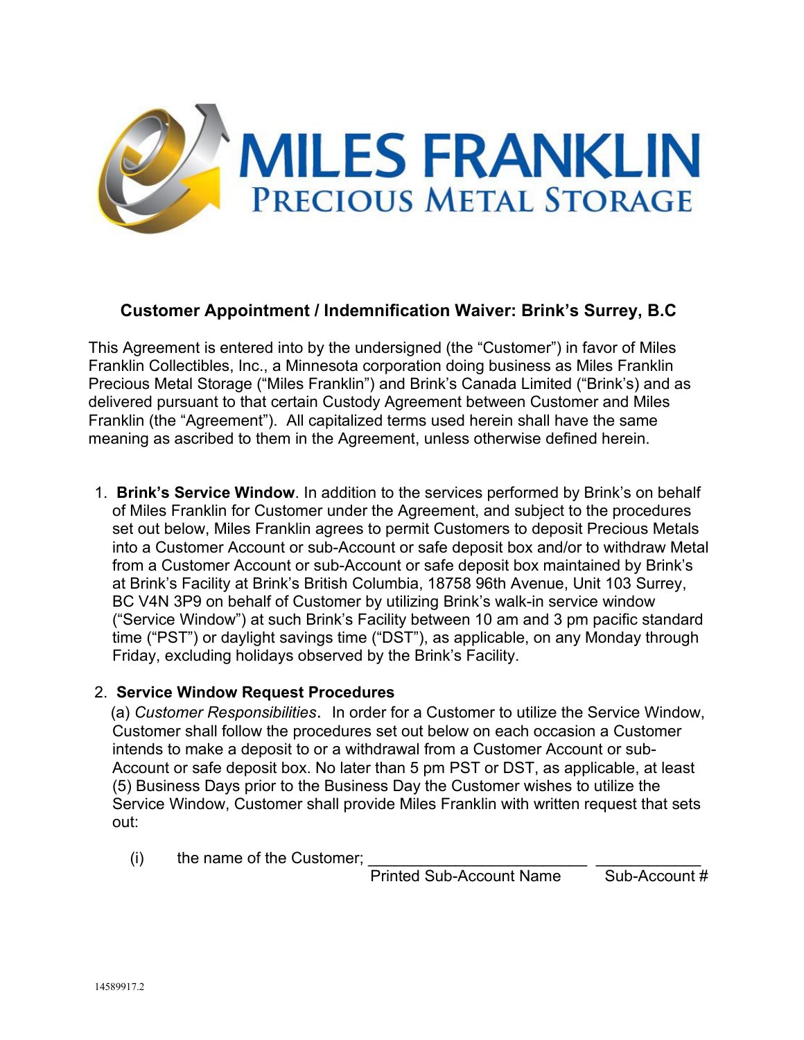# MILES FRANKLIN
## PRECIOUS METAL STORAGE

### Customer Appointment / Indemnification Waiver: Brink's Surrey, B.C

This Agreement is entered into by the undersigned (the "Customer") in favor of Miles Franklin Collectibles, Inc., a Minnesota corporation doing business as Miles Franklin Precious Metal Storage ("Miles Franklin") and Brink's Canada Limited ("Brink's) and as delivered pursuant to that certain Custody Agreement between Customer and Miles Franklin (the "Agreement"). All capitalized terms used herein shall have the same meaning as ascribed to them in the Agreement, unless otherwise defined herein.

1. **Brink's Service Window**. In addition to the services performed by Brink's on behalf of Miles Franklin for Customer under the Agreement, and subject to the procedures set out below, Miles Franklin agrees to permit Customers to deposit Precious Metals into a Customer Account or sub-Account or safe deposit box and/or to withdraw Metal from a Customer Account or sub-Account or safe deposit box maintained by Brink's at Brink's Facility at Brink's British Columbia, 18758 96th Avenue, Unit 103 Surrey, BC V4N 3P9 on behalf of Customer by utilizing Brink's walk-in service window ("Service Window") at such Brink's Facility between 10 am and 3 pm pacific standard time ("PST") or daylight savings time ("DST"), as applicable, on any Monday through Friday, excluding holidays observed by the Brink's Facility.

2. **Service Window Request Procedures**

   (a) *Customer Responsibilities*. In order for a Customer to utilize the Service Window, Customer shall follow the procedures set out below on each occasion a Customer intends to make a deposit to or a withdrawal from a Customer Account or sub-Account or safe deposit box. No later than 5 pm PST or DST, as applicable, at least (5) Business Days prior to the Business Day the Customer wishes to utilize the Service Window, Customer shall provide Miles Franklin with written request that sets out:

   (i) the name of the Customer; ________________________ ____________

   Printed Sub-Account Name Sub-Account #

14589917.2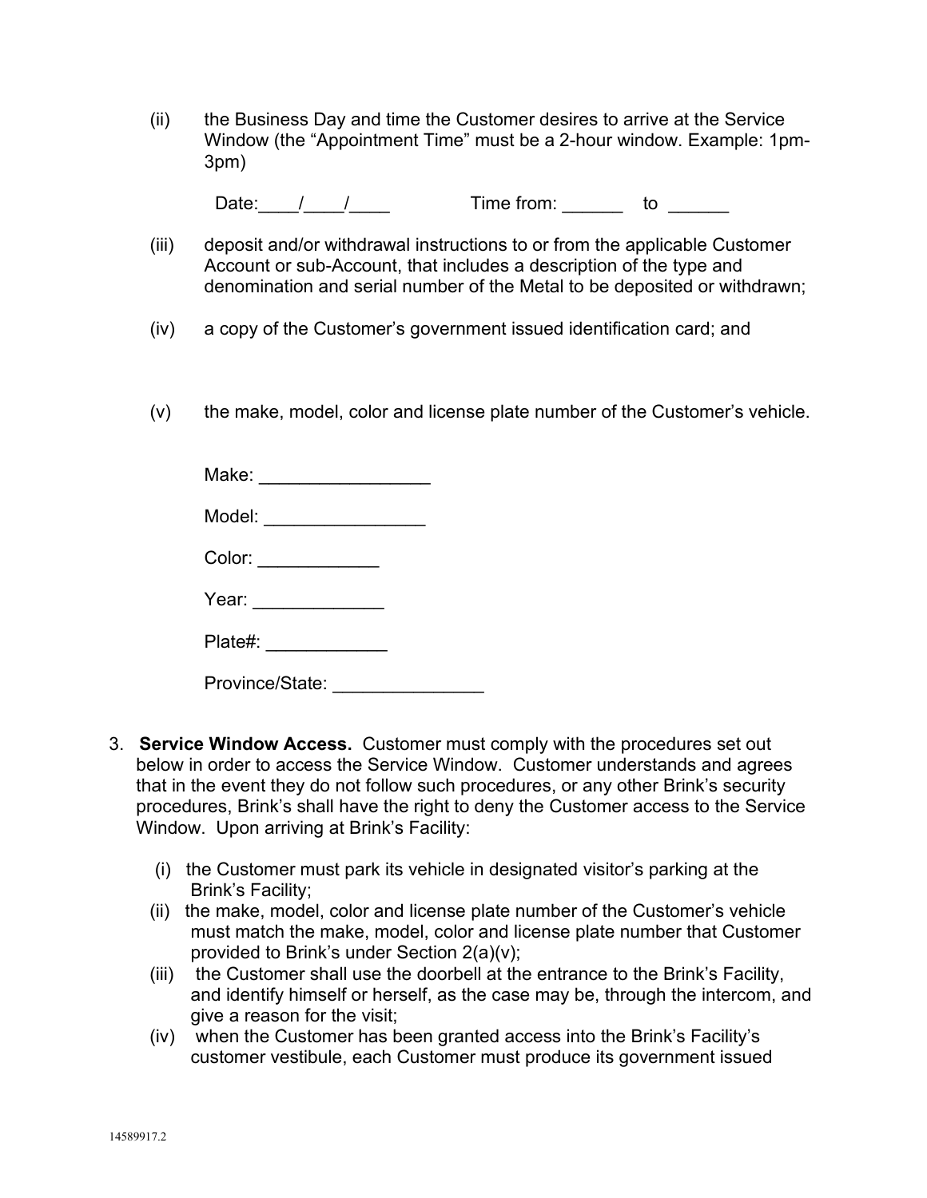(ii) the Business Day and time the Customer desires to arrive at the Service Window (the "Appointment Time" must be a 2-hour window. Example: 1pm-3pm)

Date:____/____/____ Time from: ______ to ______

(iii) deposit and/or withdrawal instructions to or from the applicable Customer Account or sub-Account, that includes a description of the type and denomination and serial number of the Metal to be deposited or withdrawn;

(iv) a copy of the Customer's government issued identification card; and

(v) the make, model, color and license plate number of the Customer's vehicle.

Make: _________________

Model: ________________

Color: ____________

Year: _____________

Plate#: ____________

Province/State: _______________

3. **Service Window Access.** Customer must comply with the procedures set out below in order to access the Service Window. Customer understands and agrees that in the event they do not follow such procedures, or any other Brink's security procedures, Brink's shall have the right to deny the Customer access to the Service Window. Upon arriving at Brink's Facility:

   (i) the Customer must park its vehicle in designated visitor's parking at the Brink's Facility;

   (ii) the make, model, color and license plate number of the Customer's vehicle must match the make, model, color and license plate number that Customer provided to Brink's under Section 2(a)(v);

   (iii) the Customer shall use the doorbell at the entrance to the Brink's Facility, and identify himself or herself, as the case may be, through the intercom, and give a reason for the visit;

   (iv) when the Customer has been granted access into the Brink's Facility's customer vestibule, each Customer must produce its government issued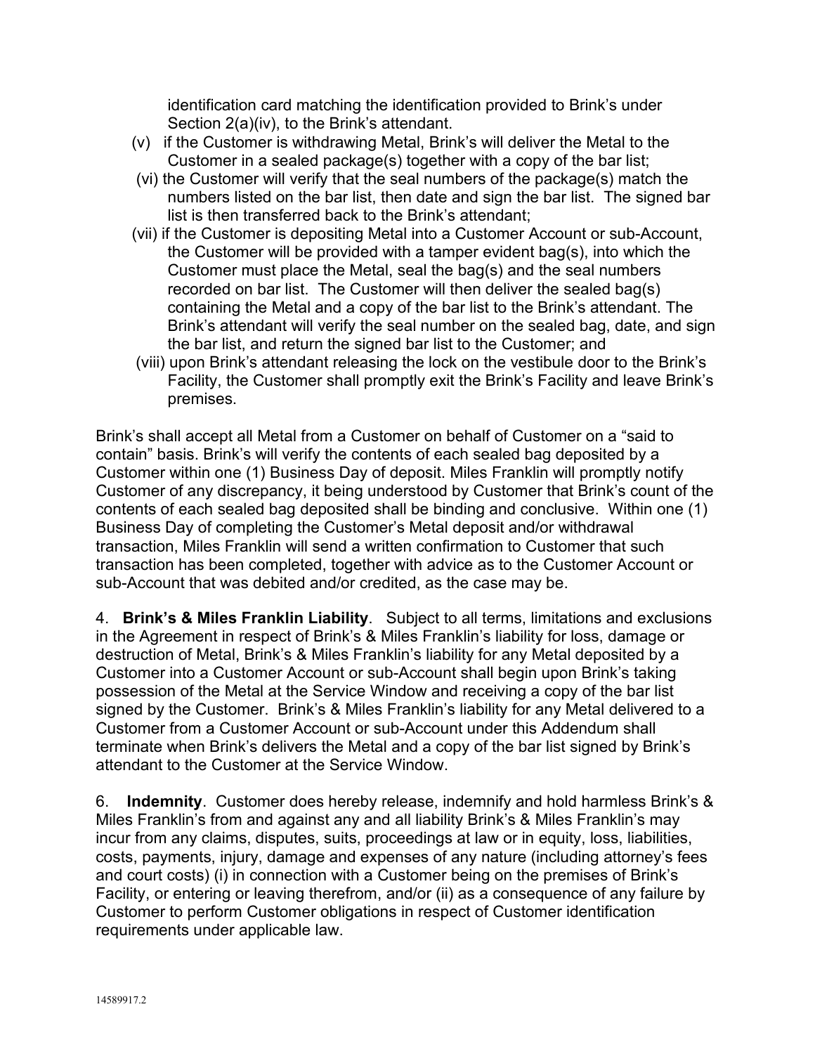identification card matching the identification provided to Brink's under Section 2(a)(iv), to the Brink's attendant.

(v) if the Customer is withdrawing Metal, Brink's will deliver the Metal to the Customer in a sealed package(s) together with a copy of the bar list;

(vi) the Customer will verify that the seal numbers of the package(s) match the numbers listed on the bar list, then date and sign the bar list. The signed bar list is then transferred back to the Brink's attendant;

(vii) if the Customer is depositing Metal into a Customer Account or sub-Account, the Customer will be provided with a tamper evident bag(s), into which the Customer must place the Metal, seal the bag(s) and the seal numbers recorded on bar list. The Customer will then deliver the sealed bag(s) containing the Metal and a copy of the bar list to the Brink's attendant. The Brink's attendant will verify the seal number on the sealed bag, date, and sign the bar list, and return the signed bar list to the Customer; and

(viii) upon Brink's attendant releasing the lock on the vestibule door to the Brink's Facility, the Customer shall promptly exit the Brink's Facility and leave Brink's premises.

Brink's shall accept all Metal from a Customer on behalf of Customer on a "said to contain" basis. Brink's will verify the contents of each sealed bag deposited by a Customer within one (1) Business Day of deposit. Miles Franklin will promptly notify Customer of any discrepancy, it being understood by Customer that Brink's count of the contents of each sealed bag deposited shall be binding and conclusive. Within one (1) Business Day of completing the Customer's Metal deposit and/or withdrawal transaction, Miles Franklin will send a written confirmation to Customer that such transaction has been completed, together with advice as to the Customer Account or sub-Account that was debited and/or credited, as the case may be.

4. **Brink's & Miles Franklin Liability**. Subject to all terms, limitations and exclusions in the Agreement in respect of Brink's & Miles Franklin's liability for loss, damage or destruction of Metal, Brink's & Miles Franklin's liability for any Metal deposited by a Customer into a Customer Account or sub-Account shall begin upon Brink's taking possession of the Metal at the Service Window and receiving a copy of the bar list signed by the Customer. Brink's & Miles Franklin's liability for any Metal delivered to a Customer from a Customer Account or sub-Account under this Addendum shall terminate when Brink's delivers the Metal and a copy of the bar list signed by Brink's attendant to the Customer at the Service Window.

6. **Indemnity**. Customer does hereby release, indemnify and hold harmless Brink's & Miles Franklin's from and against any and all liability Brink's & Miles Franklin's may incur from any claims, disputes, suits, proceedings at law or in equity, loss, liabilities, costs, payments, injury, damage and expenses of any nature (including attorney's fees and court costs) (i) in connection with a Customer being on the premises of Brink's Facility, or entering or leaving therefrom, and/or (ii) as a consequence of any failure by Customer to perform Customer obligations in respect of Customer identification requirements under applicable law.

14589917.2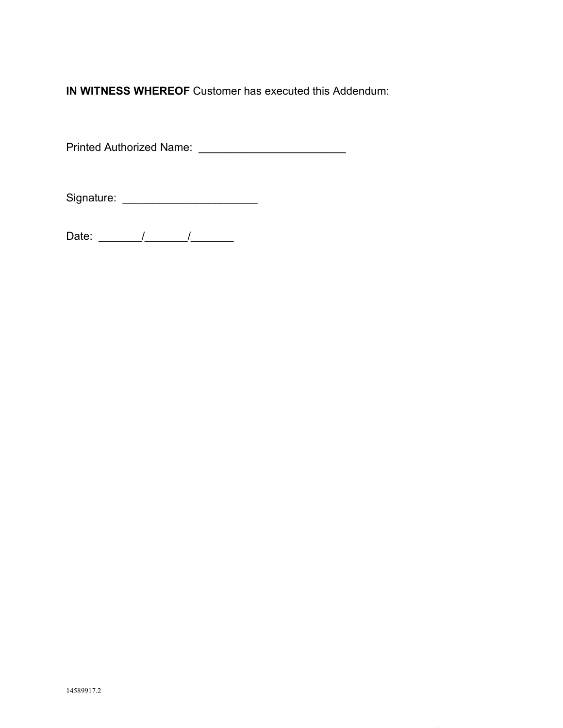**IN WITNESS WHEREOF** Customer has executed this Addendum:

Printed Authorized Name: ________________________

Signature: ______________________

Date: _______/_______/_______

14589917.2